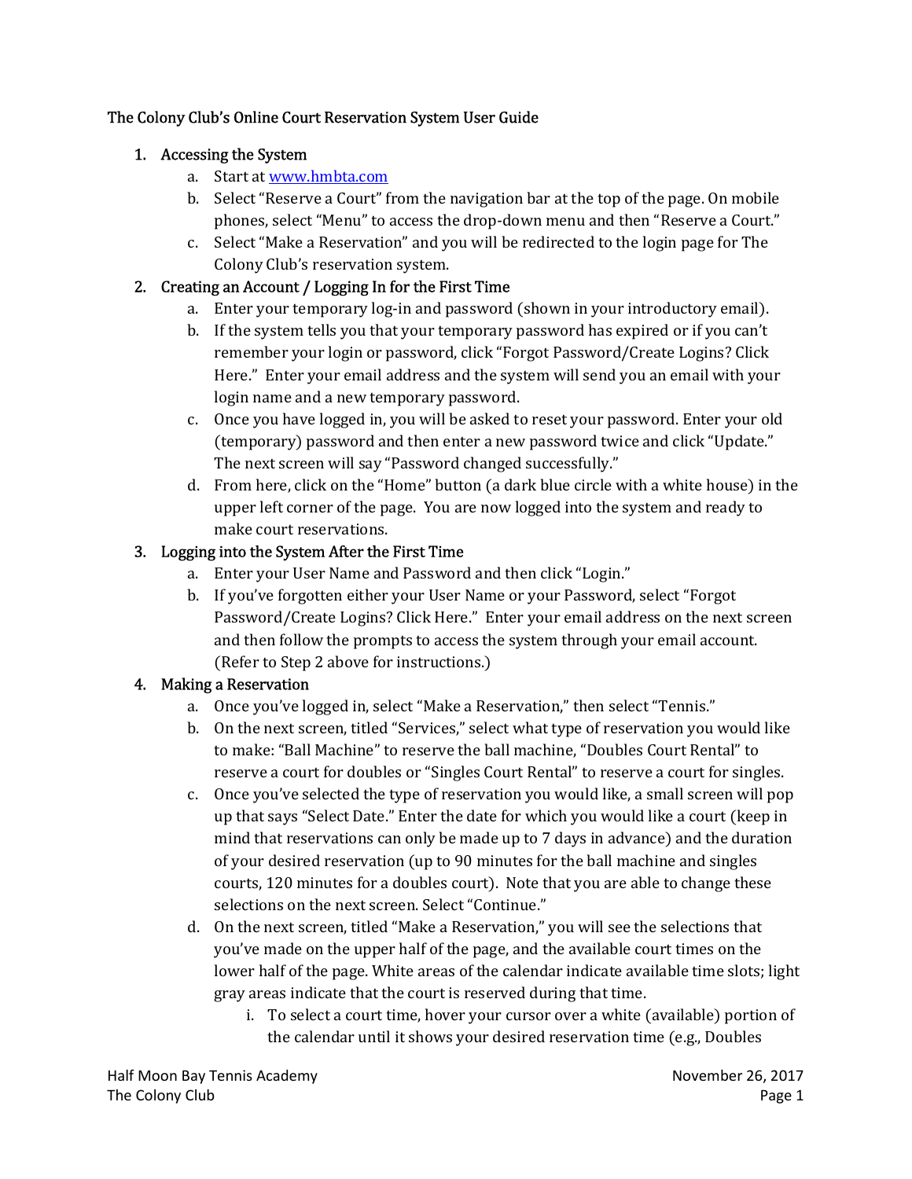# The Colony Club's Online Court Reservation System User Guide

1. Accessing the System
   a. Start at [www.hmbta.com](http://www.hmbta.com)
   b. Select "Reserve a Court" from the navigation bar at the top of the page. On mobile phones, select "Menu" to access the drop-down menu and then "Reserve a Court."
   c. Select "Make a Reservation" and you will be redirected to the login page for The Colony Club's reservation system.
2. Creating an Account / Logging In for the First Time
   a. Enter your temporary log-in and password (shown in your introductory email).
   b. If the system tells you that your temporary password has expired or if you can't remember your login or password, click "Forgot Password/Create Logins? Click Here." Enter your email address and the system will send you an email with your login name and a new temporary password.
   c. Once you have logged in, you will be asked to reset your password. Enter your old (temporary) password and then enter a new password twice and click "Update." The next screen will say "Password changed successfully."
   d. From here, click on the "Home" button (a dark blue circle with a white house) in the upper left corner of the page. You are now logged into the system and ready to make court reservations.
3. Logging into the System After the First Time
   a. Enter your User Name and Password and then click "Login."
   b. If you've forgotten either your User Name or your Password, select "Forgot Password/Create Logins? Click Here." Enter your email address on the next screen and then follow the prompts to access the system through your email account. (Refer to Step 2 above for instructions.)
4. Making a Reservation
   a. Once you've logged in, select "Make a Reservation," then select "Tennis."
   b. On the next screen, titled "Services," select what type of reservation you would like to make: "Ball Machine" to reserve the ball machine, "Doubles Court Rental" to reserve a court for doubles or "Singles Court Rental" to reserve a court for singles.
   c. Once you've selected the type of reservation you would like, a small screen will pop up that says "Select Date." Enter the date for which you would like a court (keep in mind that reservations can only be made up to 7 days in advance) and the duration of your desired reservation (up to 90 minutes for the ball machine and singles courts, 120 minutes for a doubles court). Note that you are able to change these selections on the next screen. Select "Continue."
   d. On the next screen, titled "Make a Reservation," you will see the selections that you've made on the upper half of the page, and the available court times on the lower half of the page. White areas of the calendar indicate available time slots; light gray areas indicate that the court is reserved during that time.
      i. To select a court time, hover your cursor over a white (available) portion of the calendar until it shows your desired reservation time (e.g., Doubles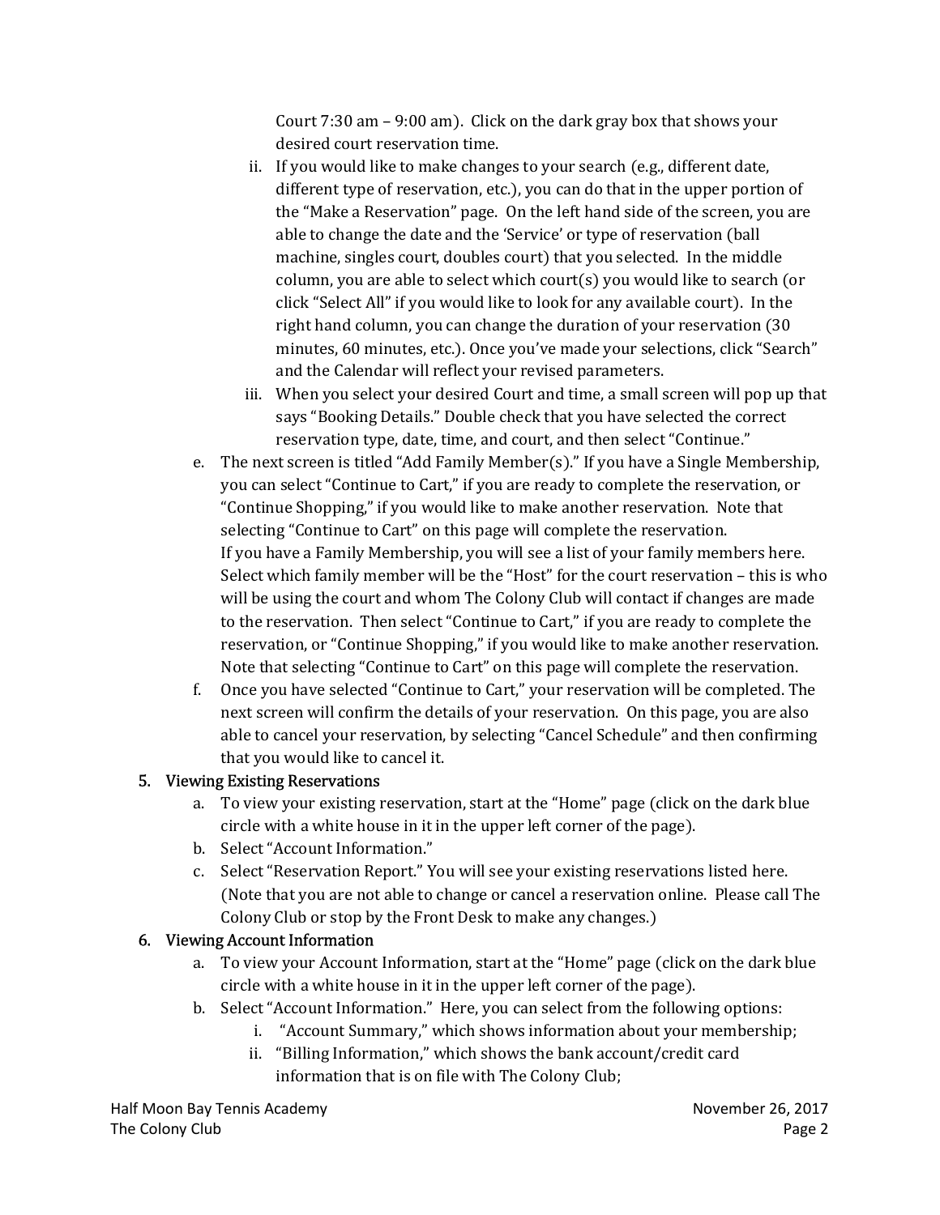Court 7:30 am – 9:00 am). Click on the dark gray box that shows your desired court reservation time.

   ii. If you would like to make changes to your search (e.g., different date, different type of reservation, etc.), you can do that in the upper portion of the "Make a Reservation" page. On the left hand side of the screen, you are able to change the date and the 'Service' or type of reservation (ball machine, singles court, doubles court) that you selected. In the middle column, you are able to select which court(s) you would like to search (or click "Select All" if you would like to look for any available court). In the right hand column, you can change the duration of your reservation (30 minutes, 60 minutes, etc.). Once you've made your selections, click "Search" and the Calendar will reflect your revised parameters.

   iii. When you select your desired Court and time, a small screen will pop up that says "Booking Details." Double check that you have selected the correct reservation type, date, time, and court, and then select "Continue."

e. The next screen is titled "Add Family Member(s)." If you have a Single Membership, you can select "Continue to Cart," if you are ready to complete the reservation, or "Continue Shopping," if you would like to make another reservation. Note that selecting "Continue to Cart" on this page will complete the reservation.
   If you have a Family Membership, you will see a list of your family members here. Select which family member will be the "Host" for the court reservation – this is who will be using the court and whom The Colony Club will contact if changes are made to the reservation. Then select "Continue to Cart," if you are ready to complete the reservation, or "Continue Shopping," if you would like to make another reservation. Note that selecting "Continue to Cart" on this page will complete the reservation.

f. Once you have selected "Continue to Cart," your reservation will be completed. The next screen will confirm the details of your reservation. On this page, you are also able to cancel your reservation, by selecting "Cancel Schedule" and then confirming that you would like to cancel it.

5. Viewing Existing Reservations
   a. To view your existing reservation, start at the "Home" page (click on the dark blue circle with a white house in it in the upper left corner of the page).
   b. Select "Account Information."
   c. Select "Reservation Report." You will see your existing reservations listed here. (Note that you are not able to change or cancel a reservation online. Please call The Colony Club or stop by the Front Desk to make any changes.)

6. Viewing Account Information
   a. To view your Account Information, start at the "Home" page (click on the dark blue circle with a white house in it in the upper left corner of the page).
   b. Select "Account Information." Here, you can select from the following options:
      i. "Account Summary," which shows information about your membership;
      ii. "Billing Information," which shows the bank account/credit card information that is on file with The Colony Club;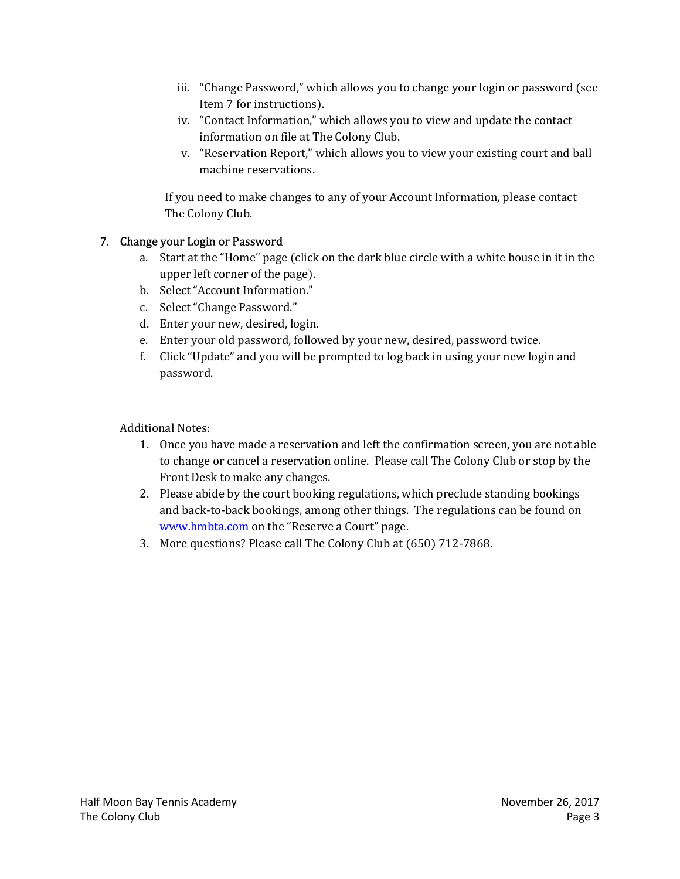iii. "Change Password," which allows you to change your login or password (see Item 7 for instructions).
iv. "Contact Information," which allows you to view and update the contact information on file at The Colony Club.
v. "Reservation Report," which allows you to view your existing court and ball machine reservations.

If you need to make changes to any of your Account Information, please contact The Colony Club.

7. Change your Login or Password
   a. Start at the "Home" page (click on the dark blue circle with a white house in it in the upper left corner of the page).
   b. Select "Account Information."
   c. Select "Change Password."
   d. Enter your new, desired, login.
   e. Enter your old password, followed by your new, desired, password twice.
   f. Click "Update" and you will be prompted to log back in using your new login and password.

Additional Notes:

1. Once you have made a reservation and left the confirmation screen, you are not able to change or cancel a reservation online. Please call The Colony Club or stop by the Front Desk to make any changes.
2. Please abide by the court booking regulations, which preclude standing bookings and back-to-back bookings, among other things. The regulations can be found on www.hmbta.com on the "Reserve a Court" page.
3. More questions? Please call The Colony Club at (650) 712-7868.